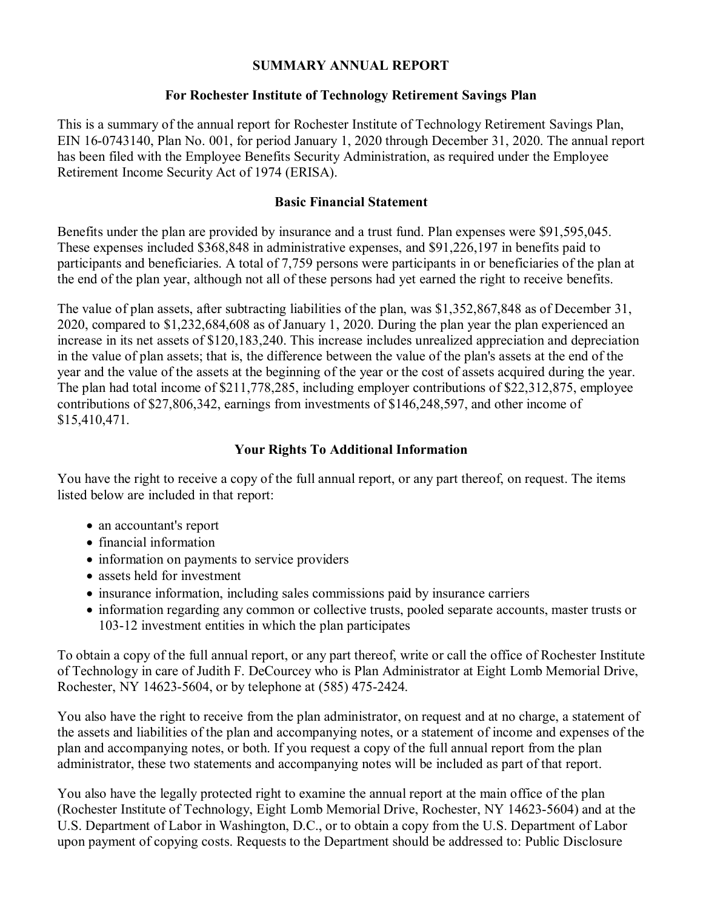# SUMMARY ANNUAL REPORT

## For Rochester Institute of Technology Retirement Savings Plan

This is a summary of the annual report for Rochester Institute of Technology Retirement Savings Plan, EIN 16-0743140, Plan No. 001, for period January 1, 2020 through December 31, 2020. The annual report has been filed with the Employee Benefits Security Administration, as required under the Employee Retirement Income Security Act of 1974 (ERISA).

## Basic Financial Statement

Benefits under the plan are provided by insurance and a trust fund. Plan expenses were $91,595,045. These expenses included $368,848 in administrative expenses, and $91,226,197 in benefits paid to participants and beneficiaries. A total of 7,759 persons were participants in or beneficiaries of the plan at the end of the plan year, although not all of these persons had yet earned the right to receive benefits.

The value of plan assets, after subtracting liabilities of the plan, was $1,352,867,848 as of December 31, 2020, compared to $1,232,684,608 as of January 1, 2020. During the plan year the plan experienced an increase in its net assets of $120,183,240. This increase includes unrealized appreciation and depreciation in the value of plan assets; that is, the difference between the value of the plan's assets at the end of the year and the value of the assets at the beginning of the year or the cost of assets acquired during the year. The plan had total income of $211,778,285, including employer contributions of $22,312,875, employee contributions of $27,806,342, earnings from investments of $146,248,597, and other income of $15,410,471.

## Your Rights To Additional Information

You have the right to receive a copy of the full annual report, or any part thereof, on request. The items listed below are included in that report:

- an accountant's report
- financial information
- information on payments to service providers
- assets held for investment
- insurance information, including sales commissions paid by insurance carriers
- information regarding any common or collective trusts, pooled separate accounts, master trusts or 103-12 investment entities in which the plan participates

To obtain a copy of the full annual report, or any part thereof, write or call the office of Rochester Institute of Technology in care of Judith F. DeCourcey who is Plan Administrator at Eight Lomb Memorial Drive, Rochester, NY 14623-5604, or by telephone at (585) 475-2424.

You also have the right to receive from the plan administrator, on request and at no charge, a statement of the assets and liabilities of the plan and accompanying notes, or a statement of income and expenses of the plan and accompanying notes, or both. If you request a copy of the full annual report from the plan administrator, these two statements and accompanying notes will be included as part of that report.

You also have the legally protected right to examine the annual report at the main office of the plan (Rochester Institute of Technology, Eight Lomb Memorial Drive, Rochester, NY 14623-5604) and at the U.S. Department of Labor in Washington, D.C., or to obtain a copy from the U.S. Department of Labor upon payment of copying costs. Requests to the Department should be addressed to: Public Disclosure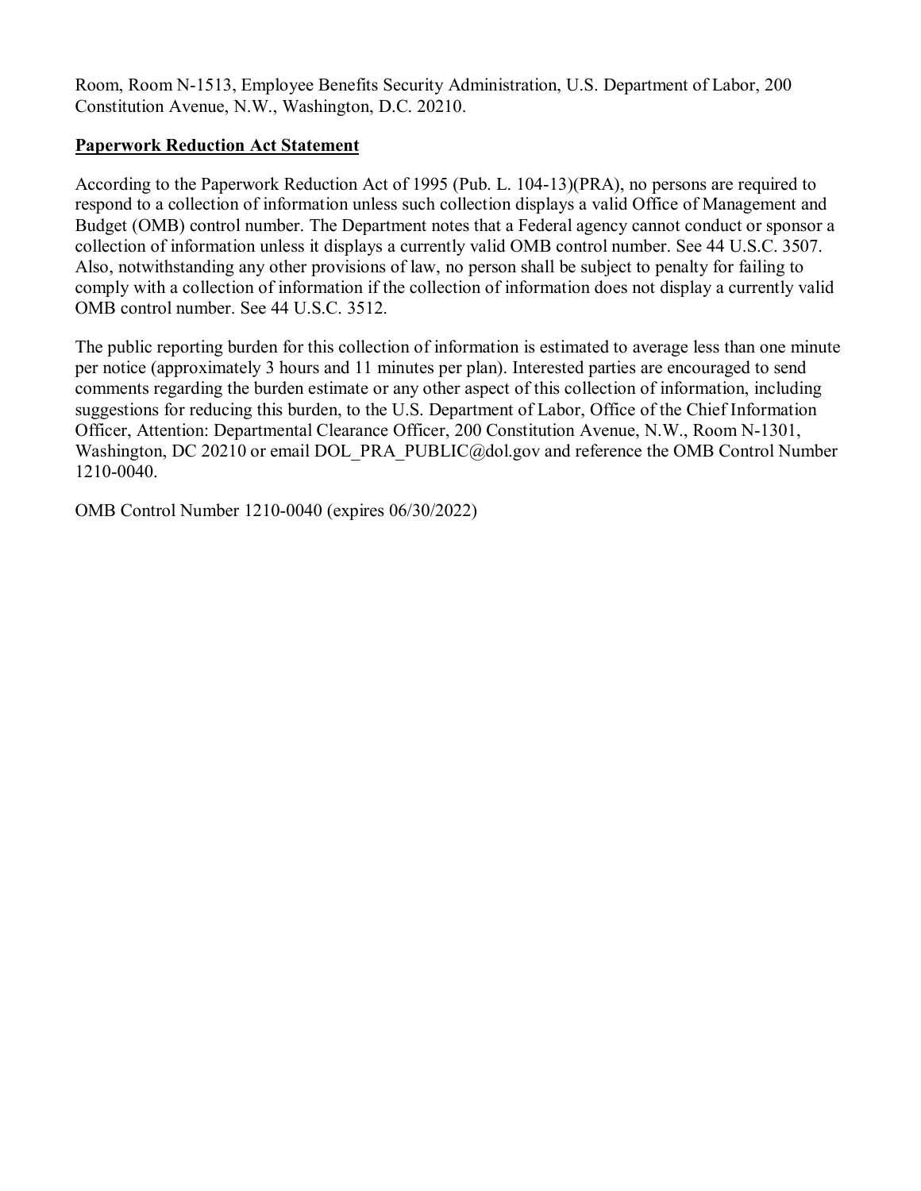Room, Room N-1513, Employee Benefits Security Administration, U.S. Department of Labor, 200 Constitution Avenue, N.W., Washington, D.C. 20210.

**Paperwork Reduction Act Statement**

According to the Paperwork Reduction Act of 1995 (Pub. L. 104-13)(PRA), no persons are required to respond to a collection of information unless such collection displays a valid Office of Management and Budget (OMB) control number. The Department notes that a Federal agency cannot conduct or sponsor a collection of information unless it displays a currently valid OMB control number. See 44 U.S.C. 3507. Also, notwithstanding any other provisions of law, no person shall be subject to penalty for failing to comply with a collection of information if the collection of information does not display a currently valid OMB control number. See 44 U.S.C. 3512.

The public reporting burden for this collection of information is estimated to average less than one minute per notice (approximately 3 hours and 11 minutes per plan). Interested parties are encouraged to send comments regarding the burden estimate or any other aspect of this collection of information, including suggestions for reducing this burden, to the U.S. Department of Labor, Office of the Chief Information Officer, Attention: Departmental Clearance Officer, 200 Constitution Avenue, N.W., Room N-1301, Washington, DC 20210 or email DOL_PRA_PUBLIC@dol.gov and reference the OMB Control Number 1210-0040.

OMB Control Number 1210-0040 (expires 06/30/2022)